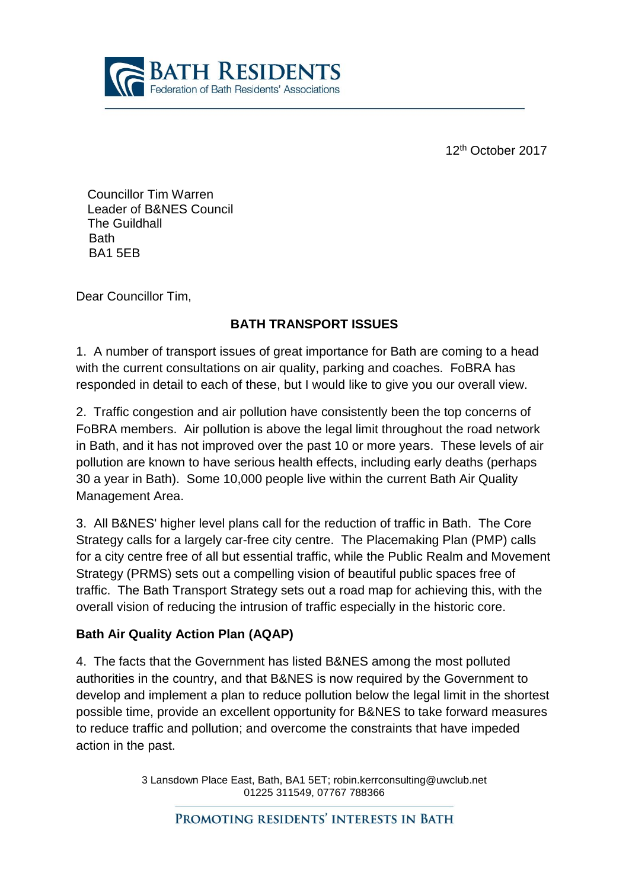**BATH RESIDENTS**
Federation of Bath Residents' Associations

12th October 2017

Councillor Tim Warren
Leader of B&NES Council
The Guildhall
Bath
BA1 5EB

Dear Councillor Tim,

**BATH TRANSPORT ISSUES**

1. A number of transport issues of great importance for Bath are coming to a head with the current consultations on air quality, parking and coaches. FoBRA has responded in detail to each of these, but I would like to give you our overall view.

2. Traffic congestion and air pollution have consistently been the top concerns of FoBRA members. Air pollution is above the legal limit throughout the road network in Bath, and it has not improved over the past 10 or more years. These levels of air pollution are known to have serious health effects, including early deaths (perhaps 30 a year in Bath). Some 10,000 people live within the current Bath Air Quality Management Area.

3. All B&NES' higher level plans call for the reduction of traffic in Bath. The Core Strategy calls for a largely car-free city centre. The Placemaking Plan (PMP) calls for a city centre free of all but essential traffic, while the Public Realm and Movement Strategy (PRMS) sets out a compelling vision of beautiful public spaces free of traffic. The Bath Transport Strategy sets out a road map for achieving this, with the overall vision of reducing the intrusion of traffic especially in the historic core.

**Bath Air Quality Action Plan (AQAP)**

4. The facts that the Government has listed B&NES among the most polluted authorities in the country, and that B&NES is now required by the Government to develop and implement a plan to reduce pollution below the legal limit in the shortest possible time, provide an excellent opportunity for B&NES to take forward measures to reduce traffic and pollution; and overcome the constraints that have impeded action in the past.

3 Lansdown Place East, Bath, BA1 5ET; robin.kerrconsulting@uwclub.net
01225 311549, 07767 788366

PROMOTING RESIDENTS' INTERESTS IN BATH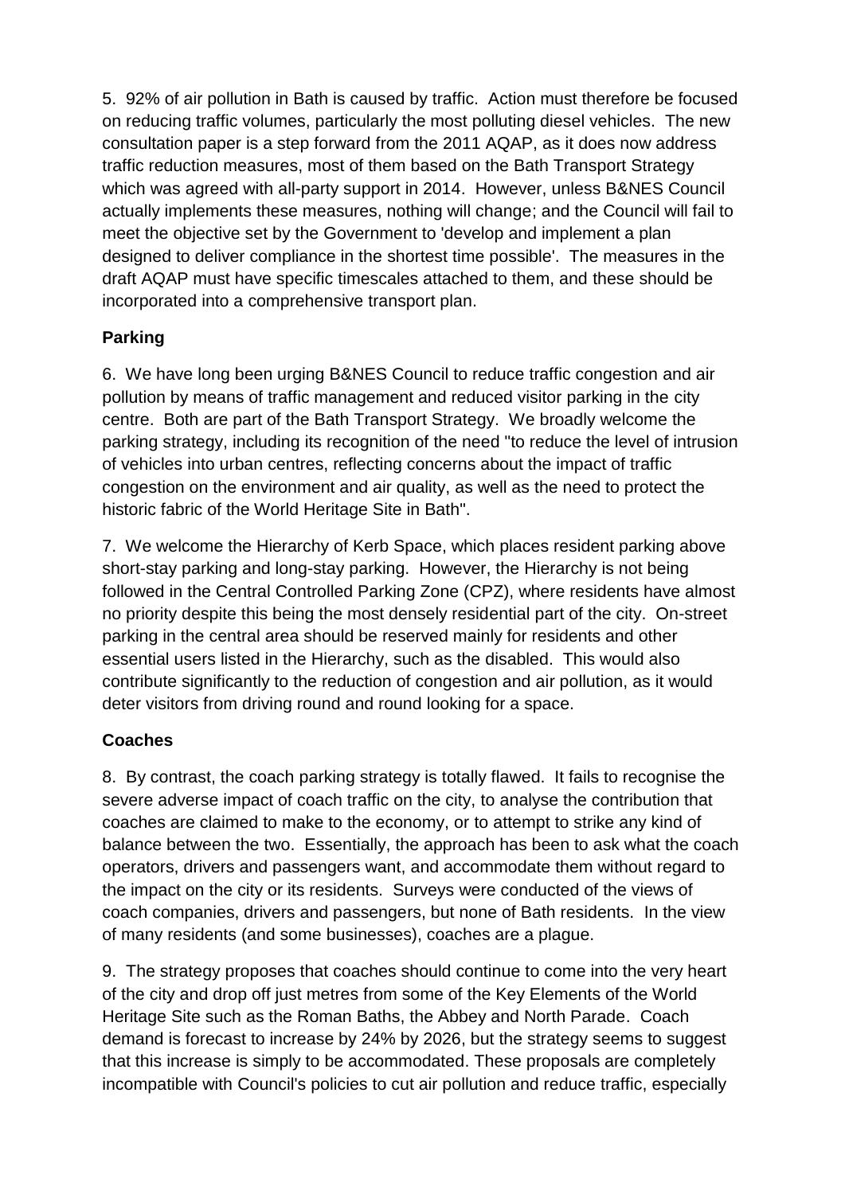5. 92% of air pollution in Bath is caused by traffic. Action must therefore be focused on reducing traffic volumes, particularly the most polluting diesel vehicles. The new consultation paper is a step forward from the 2011 AQAP, as it does now address traffic reduction measures, most of them based on the Bath Transport Strategy which was agreed with all-party support in 2014. However, unless B&NES Council actually implements these measures, nothing will change; and the Council will fail to meet the objective set by the Government to 'develop and implement a plan designed to deliver compliance in the shortest time possible'. The measures in the draft AQAP must have specific timescales attached to them, and these should be incorporated into a comprehensive transport plan.

**Parking**

6. We have long been urging B&NES Council to reduce traffic congestion and air pollution by means of traffic management and reduced visitor parking in the city centre. Both are part of the Bath Transport Strategy. We broadly welcome the parking strategy, including its recognition of the need "to reduce the level of intrusion of vehicles into urban centres, reflecting concerns about the impact of traffic congestion on the environment and air quality, as well as the need to protect the historic fabric of the World Heritage Site in Bath".

7. We welcome the Hierarchy of Kerb Space, which places resident parking above short-stay parking and long-stay parking. However, the Hierarchy is not being followed in the Central Controlled Parking Zone (CPZ), where residents have almost no priority despite this being the most densely residential part of the city. On-street parking in the central area should be reserved mainly for residents and other essential users listed in the Hierarchy, such as the disabled. This would also contribute significantly to the reduction of congestion and air pollution, as it would deter visitors from driving round and round looking for a space.

**Coaches**

8. By contrast, the coach parking strategy is totally flawed. It fails to recognise the severe adverse impact of coach traffic on the city, to analyse the contribution that coaches are claimed to make to the economy, or to attempt to strike any kind of balance between the two. Essentially, the approach has been to ask what the coach operators, drivers and passengers want, and accommodate them without regard to the impact on the city or its residents. Surveys were conducted of the views of coach companies, drivers and passengers, but none of Bath residents. In the view of many residents (and some businesses), coaches are a plague.

9. The strategy proposes that coaches should continue to come into the very heart of the city and drop off just metres from some of the Key Elements of the World Heritage Site such as the Roman Baths, the Abbey and North Parade. Coach demand is forecast to increase by 24% by 2026, but the strategy seems to suggest that this increase is simply to be accommodated. These proposals are completely incompatible with Council's policies to cut air pollution and reduce traffic, especially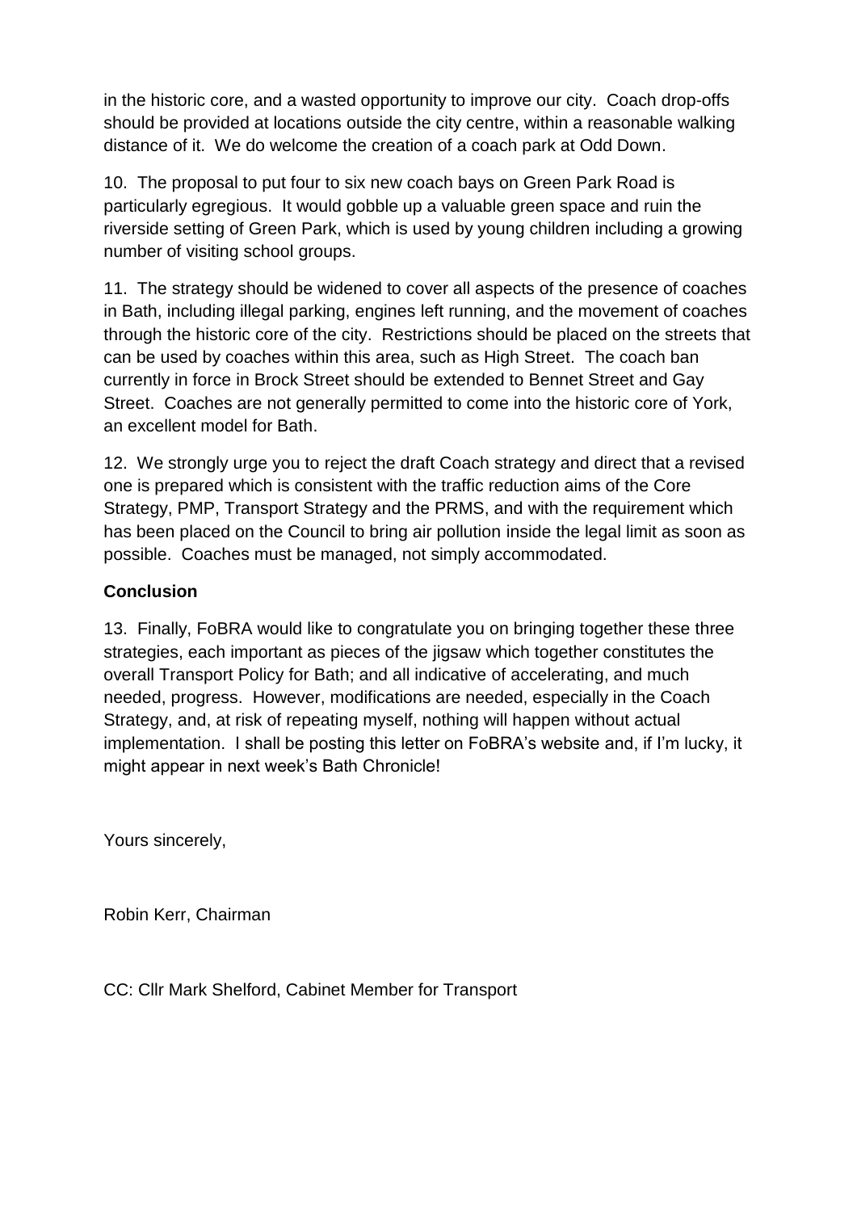in the historic core, and a wasted opportunity to improve our city. Coach drop-offs should be provided at locations outside the city centre, within a reasonable walking distance of it. We do welcome the creation of a coach park at Odd Down.

10. The proposal to put four to six new coach bays on Green Park Road is particularly egregious. It would gobble up a valuable green space and ruin the riverside setting of Green Park, which is used by young children including a growing number of visiting school groups.

11. The strategy should be widened to cover all aspects of the presence of coaches in Bath, including illegal parking, engines left running, and the movement of coaches through the historic core of the city. Restrictions should be placed on the streets that can be used by coaches within this area, such as High Street. The coach ban currently in force in Brock Street should be extended to Bennet Street and Gay Street. Coaches are not generally permitted to come into the historic core of York, an excellent model for Bath.

12. We strongly urge you to reject the draft Coach strategy and direct that a revised one is prepared which is consistent with the traffic reduction aims of the Core Strategy, PMP, Transport Strategy and the PRMS, and with the requirement which has been placed on the Council to bring air pollution inside the legal limit as soon as possible. Coaches must be managed, not simply accommodated.

**Conclusion**

13. Finally, FoBRA would like to congratulate you on bringing together these three strategies, each important as pieces of the jigsaw which together constitutes the overall Transport Policy for Bath; and all indicative of accelerating, and much needed, progress. However, modifications are needed, especially in the Coach Strategy, and, at risk of repeating myself, nothing will happen without actual implementation. I shall be posting this letter on FoBRA's website and, if I'm lucky, it might appear in next week's Bath Chronicle!

Yours sincerely,

Robin Kerr, Chairman

CC: Cllr Mark Shelford, Cabinet Member for Transport